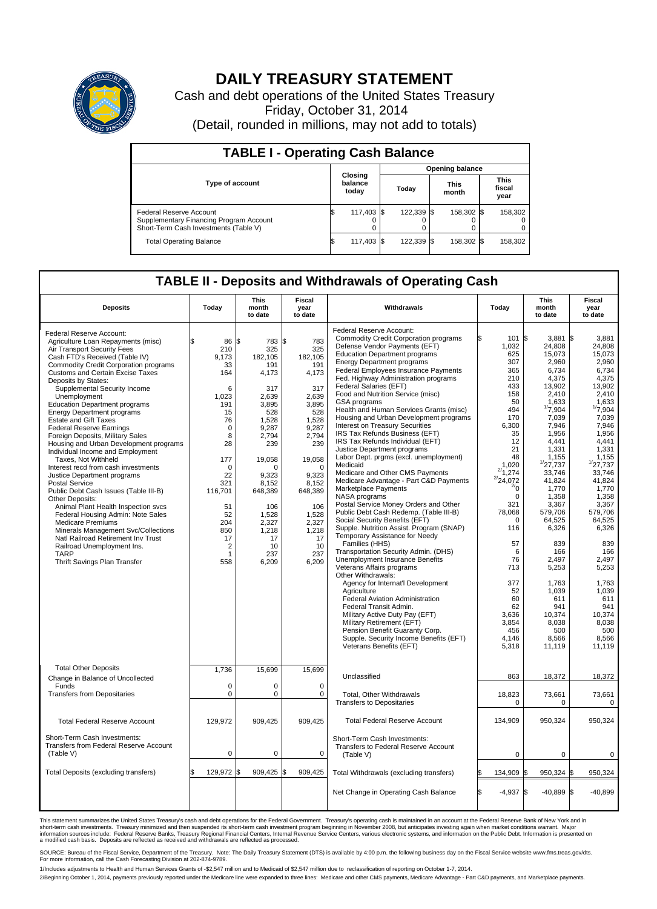# DAILY TREASURY STATEMENT

Cash and debt operations of the United States Treasury

Friday, October 31, 2014

(Detail, rounded in millions, may not add to totals)

## TABLE I - Operating Cash Balance

| Type of account | Closing balance today | Opening balance Today | Opening balance This month | Opening balance This fiscal year |
|---|---|---|---|---|
| Federal Reserve Account | $ 117,403 | $ 122,339 | $ 158,302 | $ 158,302 |
| Supplementary Financing Program Account | 0 | 0 | 0 | 0 |
| Short-Term Cash Investments (Table V) | 0 | 0 | 0 | 0 |
| Total Operating Balance | $ 117,403 | $ 122,339 | $ 158,302 | $ 158,302 |

## TABLE II - Deposits and Withdrawals of Operating Cash

| Deposits | Today | This month to date | Fiscal year to date |
|---|---|---|---|
| Federal Reserve Account: | | | |
| Agriculture Loan Repayments (misc) | $ 86 | $ 783 | $ 783 |
| Air Transport Security Fees | 210 | 325 | 325 |
| Cash FTD's Received (Table IV) | 9,173 | 182,105 | 182,105 |
| Commodity Credit Corporation programs | 33 | 191 | 191 |
| Customs and Certain Excise Taxes | 164 | 4,173 | 4,173 |
| Deposits by States: | | | |
| Supplemental Security Income | 6 | 317 | 317 |
| Unemployment | 1,023 | 2,639 | 2,639 |
| Education Department programs | 191 | 3,895 | 3,895 |
| Energy Department programs | 15 | 528 | 528 |
| Estate and Gift Taxes | 76 | 1,528 | 1,528 |
| Federal Reserve Earnings | 0 | 9,287 | 9,287 |
| Foreign Deposits, Military Sales | 8 | 2,794 | 2,794 |
| Housing and Urban Development programs | 28 | 239 | 239 |
| Individual Income and Employment Taxes, Not Withheld | 177 | 19,058 | 19,058 |
| Interest recd from cash investments | 0 | 0 | 0 |
| Justice Department programs | 22 | 9,323 | 9,323 |
| Postal Service | 321 | 8,152 | 8,152 |
| Public Debt Cash Issues (Table III-B) | 116,701 | 648,389 | 648,389 |
| Other Deposits: | | | |
| Animal Plant Health Inspection svcs | 51 | 106 | 106 |
| Federal Housing Admin: Note Sales | 52 | 1,528 | 1,528 |
| Medicare Premiums | 204 | 2,327 | 2,327 |
| Minerals Management Svc/Collections | 850 | 1,218 | 1,218 |
| Natl Railroad Retirement Inv Trust | 17 | 17 | 17 |
| Railroad Unemployment Ins. | 2 | 10 | 10 |
| TARP | 1 | 237 | 237 |
| Thrift Savings Plan Transfer | 558 | 6,209 | 6,209 |
| Total Other Deposits | 1,736 | 15,699 | 15,699 |
| Change in Balance of Uncollected Funds | 0 | 0 | 0 |
| Transfers from Depositaries | 0 | 0 | 0 |
| Total Federal Reserve Account | 129,972 | 909,425 | 909,425 |
| Short-Term Cash Investments: Transfers from Federal Reserve Account (Table V) | 0 | 0 | 0 |
| Total Deposits (excluding transfers) | $ 129,972 | $ 909,425 | $ 909,425 |

| Withdrawals | Today | This month to date | Fiscal year to date |
|---|---|---|---|
| Federal Reserve Account: | | | |
| Commodity Credit Corporation programs | $ 101 | $ 3,881 | $ 3,881 |
| Defense Vendor Payments (EFT) | 1,032 | 24,808 | 24,808 |
| Education Department programs | 625 | 15,073 | 15,073 |
| Energy Department programs | 307 | 2,960 | 2,960 |
| Federal Employees Insurance Payments | 365 | 6,734 | 6,734 |
| Fed. Highway Administration programs | 210 | 4,375 | 4,375 |
| Federal Salaries (EFT) | 433 | 13,902 | 13,902 |
| Food and Nutrition Service (misc) | 158 | 2,410 | 2,410 |
| GSA programs | 50 | 1,633 | 1,633 |
| Health and Human Services Grants (misc) | 494 | [1]7,904 | [1]7,904 |
| Housing and Urban Development programs | 170 | 7,039 | 7,039 |
| Interest on Treasury Securities | 6,300 | 7,946 | 7,946 |
| IRS Tax Refunds Business (EFT) | 35 | 1,956 | 1,956 |
| IRS Tax Refunds Individual (EFT) | 12 | 4,441 | 4,441 |
| Justice Department programs | 21 | 1,331 | 1,331 |
| Labor Dept. prgms (excl. unemployment) | 48 | 1,155 | 1,155 |
| Medicaid | 1,020 | [1]27,737 | [1]27,737 |
| Medicare and Other CMS Payments | [2]1,274 | 33,746 | 33,746 |
| Medicare Advantage - Part C&D Payments | [2]24,072 | 41,824 | 41,824 |
| Marketplace Payments | [2]0 | 1,770 | 1,770 |
| NASA programs | 0 | 1,358 | 1,358 |
| Postal Service Money Orders and Other | 321 | 3,367 | 3,367 |
| Public Debt Cash Redemp. (Table III-B) | 78,068 | 579,706 | 579,706 |
| Social Security Benefits (EFT) | 0 | 64,525 | 64,525 |
| Supple. Nutrition Assist. Program (SNAP) | 116 | 6,326 | 6,326 |
| Temporary Assistance for Needy Families (HHS) | 57 | 839 | 839 |
| Transportation Security Admin. (DHS) | 6 | 166 | 166 |
| Unemployment Insurance Benefits | 76 | 2,497 | 2,497 |
| Veterans Affairs programs | 713 | 5,253 | 5,253 |
| Other Withdrawals: | | | |
| Agency for Internat'l Development | 377 | 1,763 | 1,763 |
| Agriculture | 52 | 1,039 | 1,039 |
| Federal Aviation Administration | 60 | 611 | 611 |
| Federal Transit Admin. | 62 | 941 | 941 |
| Military Active Duty Pay (EFT) | 3,636 | 10,374 | 10,374 |
| Military Retirement (EFT) | 3,854 | 8,038 | 8,038 |
| Pension Benefit Guaranty Corp. | 456 | 500 | 500 |
| Supple. Security Income Benefits (EFT) | 4,146 | 8,566 | 8,566 |
| Veterans Benefits (EFT) | 5,318 | 11,119 | 11,119 |
| Unclassified | 863 | 18,372 | 18,372 |
| Total, Other Withdrawals | 18,823 | 73,661 | 73,661 |
| Transfers to Depositaries | 0 | 0 | 0 |
| Total Federal Reserve Account | 134,909 | 950,324 | 950,324 |
| Short-Term Cash Investments: Transfers to Federal Reserve Account (Table V) | 0 | 0 | 0 |
| Total Withdrawals (excluding transfers) | $ 134,909 | $ 950,324 | $ 950,324 |
| Net Change in Operating Cash Balance | $ -4,937 | $ -40,899 | $ -40,899 |

This statement summarizes the United States Treasury's cash and debt operations for the Federal Government. Treasury's operating cash is maintained in an account at the Federal Reserve Bank of New York and in short-term cash investments. Treasury minimized and then suspended its short-term cash investment program beginning in November 2008, but anticipates investing again when market conditions warrant. Major information sources include: Federal Reserve Banks, Treasury Regional Financial Centers, Internal Revenue Service Centers, various electronic systems, and information on the Public Debt. Information is presented on a modified cash basis. Deposits are reflected as received and withdrawals are reflected as processed.

SOURCE: Bureau of the Fiscal Service, Department of the Treasury. Note: The Daily Treasury Statement (DTS) is available by 4:00 p.m. the following business day on the Fiscal Service website www.fms.treas.gov/dts. For more information, call the Cash Forecasting Division at 202-874-9789.

1/Includes adjustments to Health and Human Services Grants of -$2,547 million and to Medicaid of $2,547 million due to reclassification of reporting on October 1-7, 2014.

2/Beginning October 1, 2014, payments previously reported under the Medicare line were expanded to three lines: Medicare and other CMS payments, Medicare Advantage - Part C&D payments, and Marketplace payments.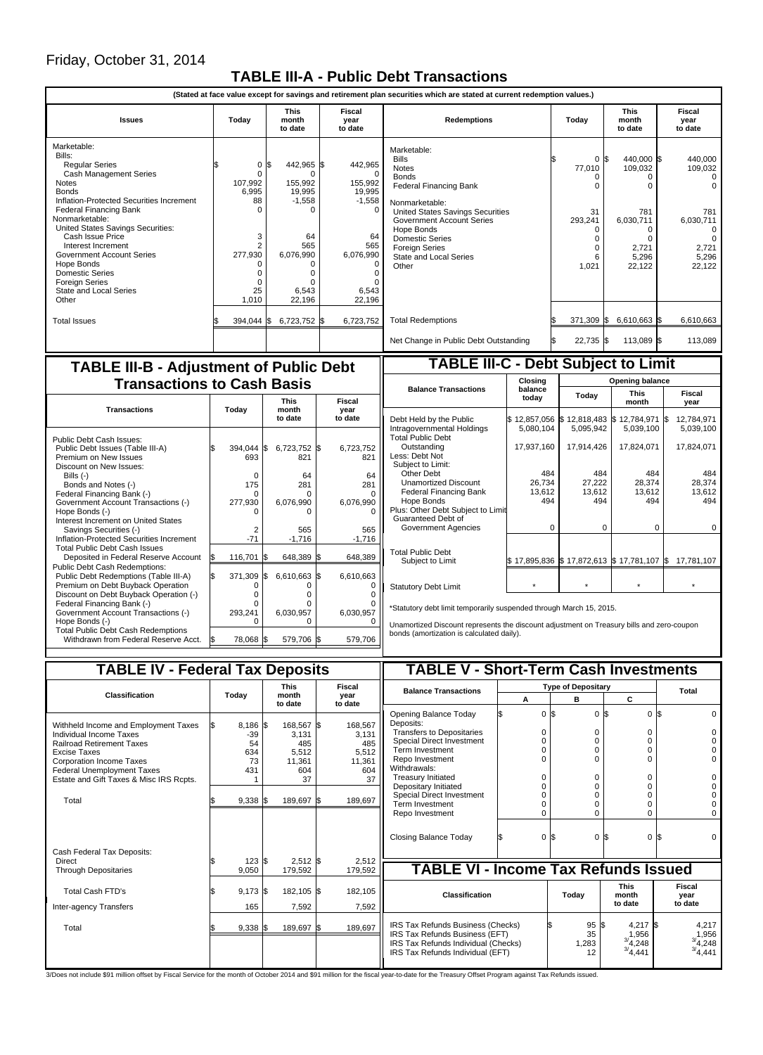Friday, October 31, 2014

# TABLE III-A - Public Debt Transactions

(Stated at face value except for savings and retirement plan securities which are stated at current redemption values.)

| Issues | Today | This month to date | Fiscal year to date |
|---|---|---|---|
| Marketable: | | | |
| Bills: | | | |
| Regular Series | $ 0 | $ 442,965 | $ 442,965 |
| Cash Management Series | 0 | 0 | 0 |
| Notes | 107,992 | 155,992 | 155,992 |
| Bonds | 6,995 | 19,995 | 19,995 |
| Inflation-Protected Securities Increment | 88 | -1,558 | -1,558 |
| Federal Financing Bank | 0 | 0 | 0 |
| Nonmarketable: | | | |
| United States Savings Securities: | | | |
| Cash Issue Price | 3 | 64 | 64 |
| Interest Increment | 2 | 565 | 565 |
| Government Account Series | 277,930 | 6,076,990 | 6,076,990 |
| Hope Bonds | 0 | 0 | 0 |
| Domestic Series | 0 | 0 | 0 |
| Foreign Series | 0 | 0 | 0 |
| State and Local Series | 25 | 6,543 | 6,543 |
| Other | 1,010 | 22,196 | 22,196 |
| Total Issues | $ 394,044 | $ 6,723,752 | $ 6,723,752 |

| Redemptions | Today | This month to date | Fiscal year to date |
|---|---|---|---|
| Marketable: | | | |
| Bills | $ 0 | $ 440,000 | $ 440,000 |
| Notes | 77,010 | 109,032 | 109,032 |
| Bonds | 0 | 0 | 0 |
| Federal Financing Bank | 0 | 0 | 0 |
| Nonmarketable: | | | |
| United States Savings Securities | 31 | 781 | 781 |
| Government Account Series | 293,241 | 6,030,711 | 6,030,711 |
| Hope Bonds | 0 | 0 | 0 |
| Domestic Series | 0 | 0 | 0 |
| Foreign Series | 0 | 2,721 | 2,721 |
| State and Local Series | 6 | 5,296 | 5,296 |
| Other | 1,021 | 22,122 | 22,122 |
| Total Redemptions | $ 371,309 | $ 6,610,663 | $ 6,610,663 |
| Net Change in Public Debt Outstanding | $ 22,735 | $ 113,089 | $ 113,089 |

# TABLE III-B - Adjustment of Public Debt Transactions to Cash Basis

| Transactions | Today | This month to date | Fiscal year to date |
|---|---|---|---|
| Public Debt Cash Issues: | | | |
| Public Debt Issues (Table III-A) | $ 394,044 | $ 6,723,752 | $ 6,723,752 |
| Premium on New Issues | 693 | 821 | 821 |
| Discount on New Issues: | | | |
| Bills (-) | 0 | 64 | 64 |
| Bonds and Notes (-) | 175 | 281 | 281 |
| Federal Financing Bank (-) | 0 | 0 | 0 |
| Government Account Transactions (-) | 277,930 | 6,076,990 | 6,076,990 |
| Hope Bonds (-) | 0 | 0 | 0 |
| Interest Increment on United States Savings Securities (-) | 2 | 565 | 565 |
| Inflation-Protected Securities Increment | -71 | -1,716 | -1,716 |
| Total Public Debt Cash Issues Deposited in Federal Reserve Account | $ 116,701 | $ 648,389 | $ 648,389 |
| Public Debt Cash Redemptions: | | | |
| Public Debt Redemptions (Table III-A) | $ 371,309 | $ 6,610,663 | $ 6,610,663 |
| Premium on Debt Buyback Operation | 0 | 0 | 0 |
| Discount on Debt Buyback Operation (-) | 0 | 0 | 0 |
| Federal Financing Bank (-) | 0 | 0 | 0 |
| Government Account Transactions (-) | 293,241 | 6,030,957 | 6,030,957 |
| Hope Bonds (-) | 0 | 0 | 0 |
| Total Public Debt Cash Redemptions Withdrawn from Federal Reserve Acct. | $ 78,068 | $ 579,706 | $ 579,706 |

# TABLE III-C - Debt Subject to Limit

| Balance Transactions | Closing balance today | Opening balance Today | Opening balance This month | Opening balance Fiscal year |
|---|---|---|---|---|
| Debt Held by the Public | $ 12,857,056 | $ 12,818,483 | $ 12,784,971 | $ 12,784,971 |
| Intragovernmental Holdings | 5,080,104 | 5,095,942 | 5,039,100 | 5,039,100 |
| Total Public Debt Outstanding | 17,937,160 | 17,914,426 | 17,824,071 | 17,824,071 |
| Less: Debt Not Subject to Limit: | | | | |
| Other Debt | 484 | 484 | 484 | 484 |
| Unamortized Discount | 26,734 | 27,222 | 28,374 | 28,374 |
| Federal Financing Bank | 13,612 | 13,612 | 13,612 | 13,612 |
| Hope Bonds | 494 | 494 | 494 | 494 |
| Plus: Other Debt Subject to Limit | | | | |
| Guaranteed Debt of Government Agencies | 0 | 0 | 0 | 0 |
| Total Public Debt Subject to Limit | $ 17,895,836 | $ 17,872,613 | $ 17,781,107 | $ 17,781,107 |
| Statutory Debt Limit | * | * | * | * |

*Statutory debt limit temporarily suspended through March 15, 2015.

Unamortized Discount represents the discount adjustment on Treasury bills and zero-coupon bonds (amortization is calculated daily).

# TABLE IV - Federal Tax Deposits

| Classification | Today | This month to date | Fiscal year to date |
|---|---|---|---|
| Withheld Income and Employment Taxes | $ 8,186 | $ 168,567 | $ 168,567 |
| Individual Income Taxes | -39 | 3,131 | 3,131 |
| Railroad Retirement Taxes | 54 | 485 | 485 |
| Excise Taxes | 634 | 5,512 | 5,512 |
| Corporation Income Taxes | 73 | 11,361 | 11,361 |
| Federal Unemployment Taxes | 431 | 604 | 604 |
| Estate and Gift Taxes & Misc IRS Rcpts. | 1 | 37 | 37 |
| Total | $ 9,338 | $ 189,697 | $ 189,697 |
| Cash Federal Tax Deposits: | | | |
| Direct | $ 123 | $ 2,512 | $ 2,512 |
| Through Depositaries | 9,050 | 179,592 | 179,592 |
| Total Cash FTD's | $ 9,173 | $ 182,105 | $ 182,105 |
| Inter-agency Transfers | 165 | 7,592 | 7,592 |
| Total | $ 9,338 | $ 189,697 | $ 189,697 |

# TABLE V - Short-Term Cash Investments

| Balance Transactions | Type of Depositary A | Type of Depositary B | Type of Depositary C | Total |
|---|---|---|---|---|
| Opening Balance Today | $ 0 | $ 0 | $ 0 | $ 0 |
| Deposits: | | | | |
| Transfers to Depositaries | 0 | 0 | 0 | 0 |
| Special Direct Investment | 0 | 0 | 0 | 0 |
| Term Investment | 0 | 0 | 0 | 0 |
| Repo Investment | 0 | 0 | 0 | 0 |
| Withdrawals: | | | | |
| Treasury Initiated | 0 | 0 | 0 | 0 |
| Depositary Initiated | 0 | 0 | 0 | 0 |
| Special Direct Investment | 0 | 0 | 0 | 0 |
| Term Investment | 0 | 0 | 0 | 0 |
| Repo Investment | 0 | 0 | 0 | 0 |
| Closing Balance Today | $ 0 | $ 0 | $ 0 | $ 0 |

# TABLE VI - Income Tax Refunds Issued

| Classification | Today | This month to date | Fiscal year to date |
|---|---|---|---|
| IRS Tax Refunds Business (Checks) | $ 95 | $ 4,217 | $ 4,217 |
| IRS Tax Refunds Business (EFT) | 35 | 1,956 | 1,956 |
| IRS Tax Refunds Individual (Checks) | 1,283 | [3/] 4,248 | [3/] 4,248 |
| IRS Tax Refunds Individual (EFT) | 12 | [3/] 4,441 | [3/] 4,441 |

3/Does not include $91 million offset by Fiscal Service for the month of October 2014 and $91 million for the fiscal year-to-date for the Treasury Offset Program against Tax Refunds issued.